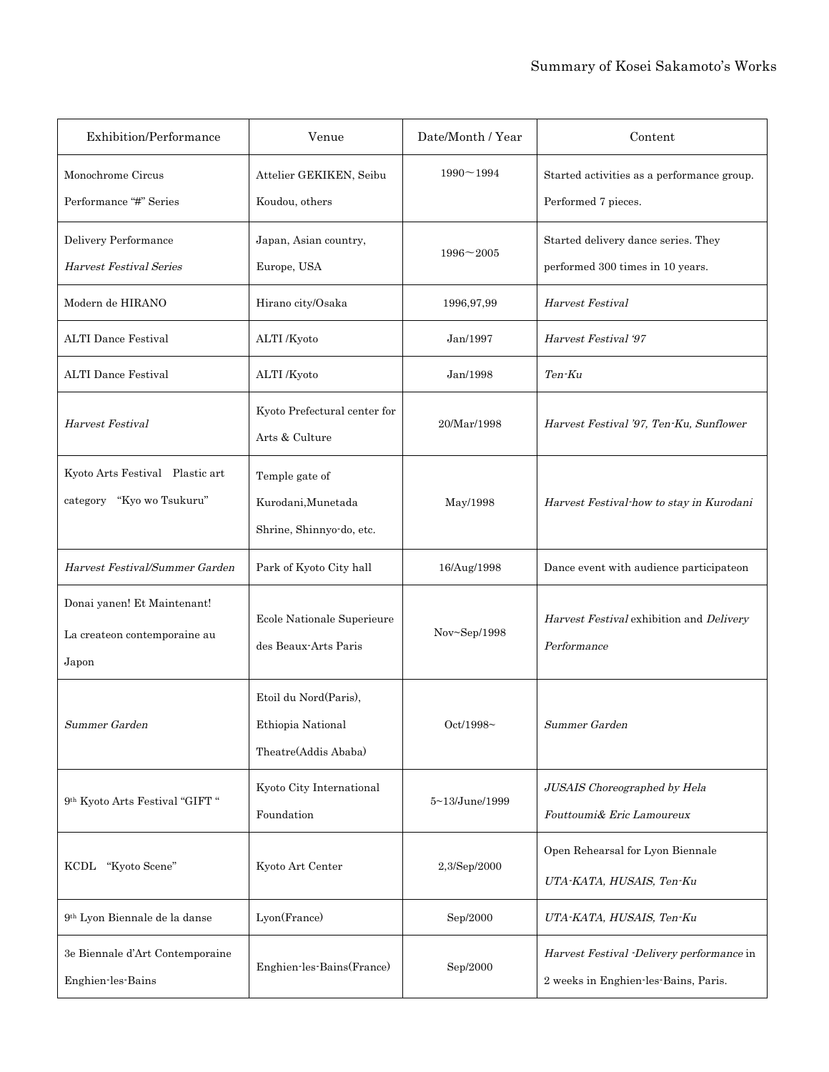Summary of Kosei Sakamoto's Works

| Exhibition/Performance | Venue | Date/Month / Year | Content |
|---|---|---|---|
| Monochrome Circus Performance "#" Series | Attelier GEKIKEN, Seibu Koudou, others | 1990～1994 | Started activities as a performance group. Performed 7 pieces. |
| Delivery Performance *Harvest Festival Series* | Japan, Asian country, Europe, USA | 1996～2005 | Started delivery dance series. They performed 300 times in 10 years. |
| Modern de HIRANO | Hirano city/Osaka | 1996,97,99 | *Harvest Festival* |
| ALTI Dance Festival | ALTI /Kyoto | Jan/1997 | *Harvest Festival '97* |
| ALTI Dance Festival | ALTI /Kyoto | Jan/1998 | *Ten-Ku* |
| *Harvest Festival* | Kyoto Prefectural center for Arts & Culture | 20/Mar/1998 | *Harvest Festival '97, Ten-Ku, Sunflower* |
| Kyoto Arts Festival　Plastic art category　"Kyo wo Tsukuru" | Temple gate of Kurodani,Munetada Shrine, Shinnyo-do, etc. | May/1998 | *Harvest Festival-how to stay in Kurodani* |
| *Harvest Festival/Summer Garden* | Park of Kyoto City hall | 16/Aug/1998 | Dance event with audience participateon |
| Donai yanen! Et Maintenant! La createon contemporaine au Japon | Ecole Nationale Superieure des Beaux-Arts Paris | Nov~Sep/1998 | *Harvest Festival* exhibition and *Delivery Performance* |
| *Summer Garden* | Etoil du Nord(Paris), Ethiopia National Theatre(Addis Ababa) | Oct/1998~ | *Summer Garden* |
| 9th Kyoto Arts Festival "GIFT " | Kyoto City International Foundation | 5~13/June/1999 | *JUSAIS Choreographed by Hela Fouttoumi& Eric Lamoureux* |
| KCDL　"Kyoto Scene" | Kyoto Art Center | 2,3/Sep/2000 | Open Rehearsal for Lyon Biennale *UTA-KATA, HUSAIS, Ten-Ku* |
| 9th Lyon Biennale de la danse | Lyon(France) | Sep/2000 | *UTA-KATA, HUSAIS, Ten-Ku* |
| 3e Biennale d'Art Contemporaine Enghien-les-Bains | Enghien-les-Bains(France) | Sep/2000 | *Harvest Festival -Delivery performance* in 2 weeks in Enghien-les-Bains, Paris. |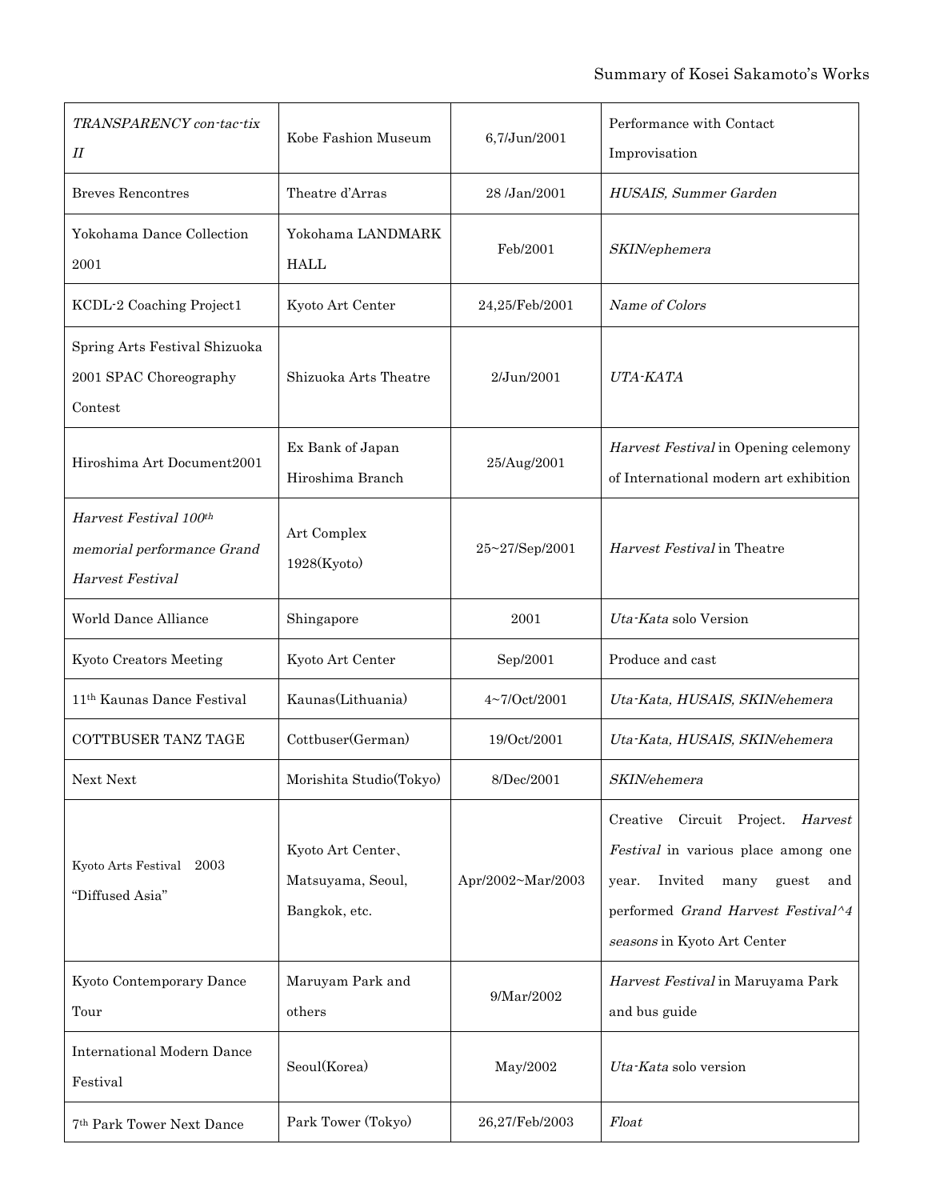| *TRANSPARENCY con-tac-tix II* | Kobe Fashion Museum | 6,7/Jun/2001 | Performance with Contact Improvisation |
|---|---|---|---|
| Breves Rencontres | Theatre d'Arras | 28 /Jan/2001 | *HUSAIS, Summer Garden* |
| Yokohama Dance Collection 2001 | Yokohama LANDMARK HALL | Feb/2001 | *SKIN/ephemera* |
| KCDL-2 Coaching Project1 | Kyoto Art Center | 24,25/Feb/2001 | *Name of Colors* |
| Spring Arts Festival Shizuoka 2001 SPAC Choreography Contest | Shizuoka Arts Theatre | 2/Jun/2001 | *UTA-KATA* |
| Hiroshima Art Document2001 | Ex Bank of Japan Hiroshima Branch | 25/Aug/2001 | *Harvest Festival* in Opening celemony of International modern art exhibition |
| *Harvest Festival 100th memorial performance Grand Harvest Festival* | Art Complex 1928(Kyoto) | 25~27/Sep/2001 | *Harvest Festival* in Theatre |
| World Dance Alliance | Shingapore | 2001 | *Uta-Kata* solo Version |
| Kyoto Creators Meeting | Kyoto Art Center | Sep/2001 | Produce and cast |
| 11th Kaunas Dance Festival | Kaunas(Lithuania) | 4~7/Oct/2001 | *Uta-Kata, HUSAIS, SKIN/ehemera* |
| COTTBUSER TANZ TAGE | Cottbuser(German) | 19/Oct/2001 | *Uta-Kata, HUSAIS, SKIN/ehemera* |
| Next Next | Morishita Studio(Tokyo) | 8/Dec/2001 | *SKIN/ehemera* |
| Kyoto Arts Festival　2003 "Diffused Asia" | Kyoto Art Center、Matsuyama, Seoul, Bangkok, etc. | Apr/2002~Mar/2003 | Creative Circuit Project. *Harvest Festival* in various place among one year. Invited many guest and performed *Grand Harvest Festival^4 seasons* in Kyoto Art Center |
| Kyoto Contemporary Dance Tour | Maruyam Park and others | 9/Mar/2002 | *Harvest Festival* in Maruyama Park and bus guide |
| International Modern Dance Festival | Seoul(Korea) | May/2002 | *Uta-Kata* solo version |
| 7th Park Tower Next Dance | Park Tower (Tokyo) | 26,27/Feb/2003 | *Float* |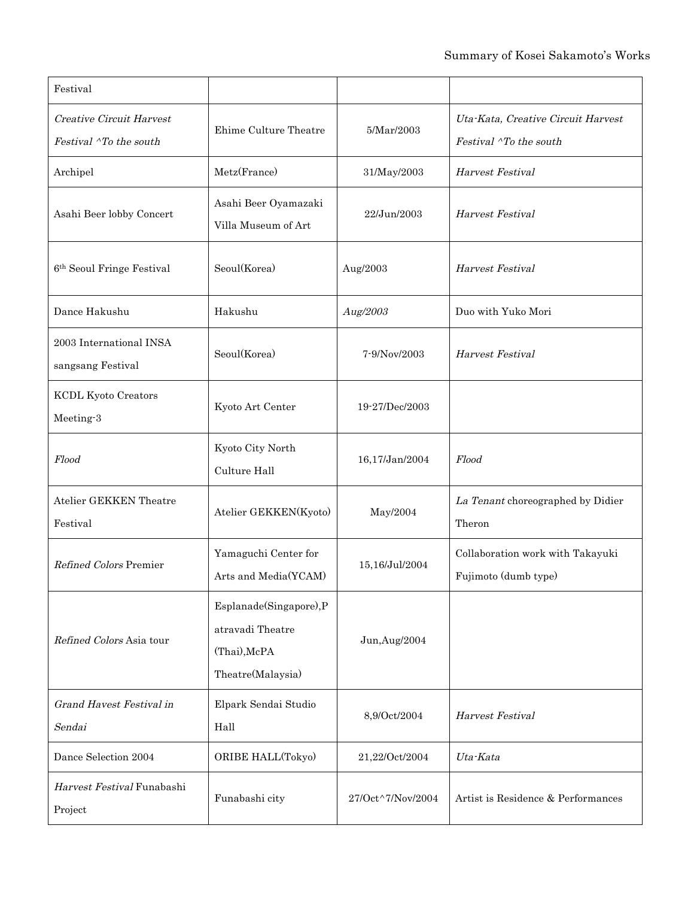| Festival | | | |
|---|---|---|---|
| *Creative Circuit Harvest Festival ^To the south* | Ehime Culture Theatre | 5/Mar/2003 | *Uta-Kata, Creative Circuit Harvest Festival ^To the south* |
| Archipel | Metz(France) | 31/May/2003 | *Harvest Festival* |
| Asahi Beer lobby Concert | Asahi Beer Oyamazaki Villa Museum of Art | 22/Jun/2003 | *Harvest Festival* |
| 6th Seoul Fringe Festival | Seoul(Korea) | Aug/2003 | *Harvest Festival* |
| Dance Hakushu | Hakushu | *Aug/2003* | Duo with Yuko Mori |
| 2003 International INSA sangsang Festival | Seoul(Korea) | 7-9/Nov/2003 | *Harvest Festival* |
| KCDL Kyoto Creators Meeting-3 | Kyoto Art Center | 19-27/Dec/2003 | |
| *Flood* | Kyoto City North Culture Hall | 16,17/Jan/2004 | *Flood* |
| Atelier GEKKEN Theatre Festival | Atelier GEKKEN(Kyoto) | May/2004 | *La Tenant* choreographed by Didier Theron |
| *Refined Colors* Premier | Yamaguchi Center for Arts and Media(YCAM) | 15,16/Jul/2004 | Collaboration work with Takayuki Fujimoto (dumb type) |
| *Refined Colors* Asia tour | Esplanade(Singapore),Patravadi Theatre (Thai),McPA Theatre(Malaysia) | Jun,Aug/2004 | |
| *Grand Havest Festival in Sendai* | Elpark Sendai Studio Hall | 8,9/Oct/2004 | *Harvest Festival* |
| Dance Selection 2004 | ORIBE HALL(Tokyo) | 21,22/Oct/2004 | *Uta-Kata* |
| *Harvest Festival* Funabashi Project | Funabashi city | 27/Oct^7/Nov/2004 | Artist is Residence & Performances |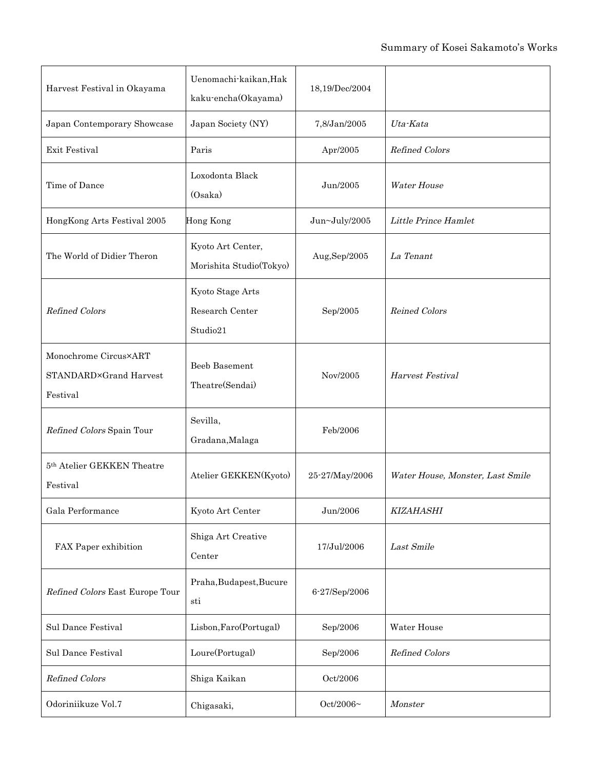| Harvest Festival in Okayama | Uenomachi-kaikan,Hakkaku-encha(Okayama) | 18,19/Dec/2004 | |
|---|---|---|---|
| Japan Contemporary Showcase | Japan Society (NY) | 7,8/Jan/2005 | *Uta-Kata* |
| Exit Festival | Paris | Apr/2005 | *Refined Colors* |
| Time of Dance | Loxodonta Black (Osaka) | Jun/2005 | *Water House* |
| HongKong Arts Festival 2005 | Hong Kong | Jun~July/2005 | *Little Prince Hamlet* |
| The World of Didier Theron | Kyoto Art Center, Morishita Studio(Tokyo) | Aug,Sep/2005 | *La Tenant* |
| *Refined Colors* | Kyoto Stage Arts Research Center Studio21 | Sep/2005 | *Reined Colors* |
| Monochrome Circus×ART STANDARD×Grand Harvest Festival | Beeb Basement Theatre(Sendai) | Nov/2005 | *Harvest Festival* |
| *Refined Colors* Spain Tour | Sevilla, Gradana,Malaga | Feb/2006 | |
| 5th Atelier GEKKEN Theatre Festival | Atelier GEKKEN(Kyoto) | 25-27/May/2006 | *Water House, Monster, Last Smile* |
| Gala Performance | Kyoto Art Center | Jun/2006 | *KIZAHASHI* |
| FAX Paper exhibition | Shiga Art Creative Center | 17/Jul/2006 | *Last Smile* |
| *Refined Colors* East Europe Tour | Praha,Budapest,Bucuresti | 6-27/Sep/2006 | |
| Sul Dance Festival | Lisbon,Faro(Portugal) | Sep/2006 | Water House |
| Sul Dance Festival | Loure(Portugal) | Sep/2006 | *Refined Colors* |
| *Refined Colors* | Shiga Kaikan | Oct/2006 | |
| Odoriniikuze Vol.7 | Chigasaki, | Oct/2006~ | *Monster* |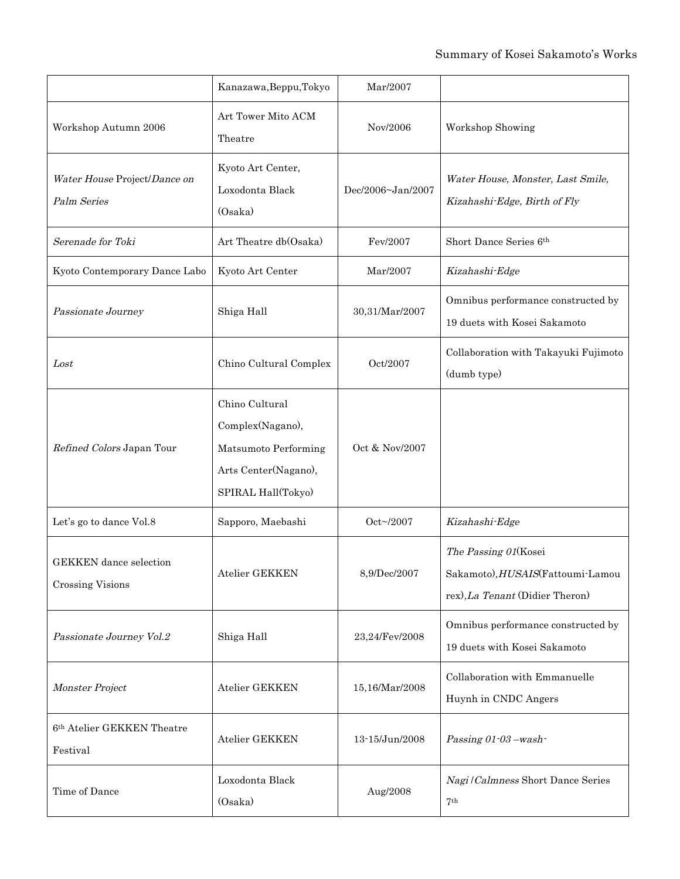|  |  |  |  |
|---|---|---|---|
|  | Kanazawa,Beppu,Tokyo | Mar/2007 |  |
| Workshop Autumn 2006 | Art Tower Mito ACM Theatre | Nov/2006 | Workshop Showing |
| *Water House* Project/*Dance on Palm Series* | Kyoto Art Center, Loxodonta Black (Osaka) | Dec/2006~Jan/2007 | *Water House, Monster, Last Smile, Kizahashi-Edge, Birth of Fly* |
| *Serenade for Toki* | Art Theatre db(Osaka) | Fev/2007 | Short Dance Series 6th |
| Kyoto Contemporary Dance Labo | Kyoto Art Center | Mar/2007 | *Kizahashi-Edge* |
| *Passionate Journey* | Shiga Hall | 30,31/Mar/2007 | Omnibus performance constructed by 19 duets with Kosei Sakamoto |
| *Lost* | Chino Cultural Complex | Oct/2007 | Collaboration with Takayuki Fujimoto (dumb type) |
| *Refined Colors* Japan Tour | Chino Cultural Complex(Nagano), Matsumoto Performing Arts Center(Nagano), SPIRAL Hall(Tokyo) | Oct & Nov/2007 |  |
| Let's go to dance Vol.8 | Sapporo, Maebashi | Oct~/2007 | *Kizahashi-Edge* |
| GEKKEN dance selection Crossing Visions | Atelier GEKKEN | 8,9/Dec/2007 | *The Passing 01*(Kosei Sakamoto),*HUSAIS*(Fattoumi-Lamourex),*La Tenant* (Didier Theron) |
| *Passionate Journey Vol.2* | Shiga Hall | 23,24/Fev/2008 | Omnibus performance constructed by 19 duets with Kosei Sakamoto |
| *Monster Project* | Atelier GEKKEN | 15,16/Mar/2008 | Collaboration with Emmanuelle Huynh in CNDC Angers |
| 6th Atelier GEKKEN Theatre Festival | Atelier GEKKEN | 13-15/Jun/2008 | *Passing 01-03 –wash-* |
| Time of Dance | Loxodonta Black (Osaka) | Aug/2008 | *Nagi/Calmness* Short Dance Series 7th |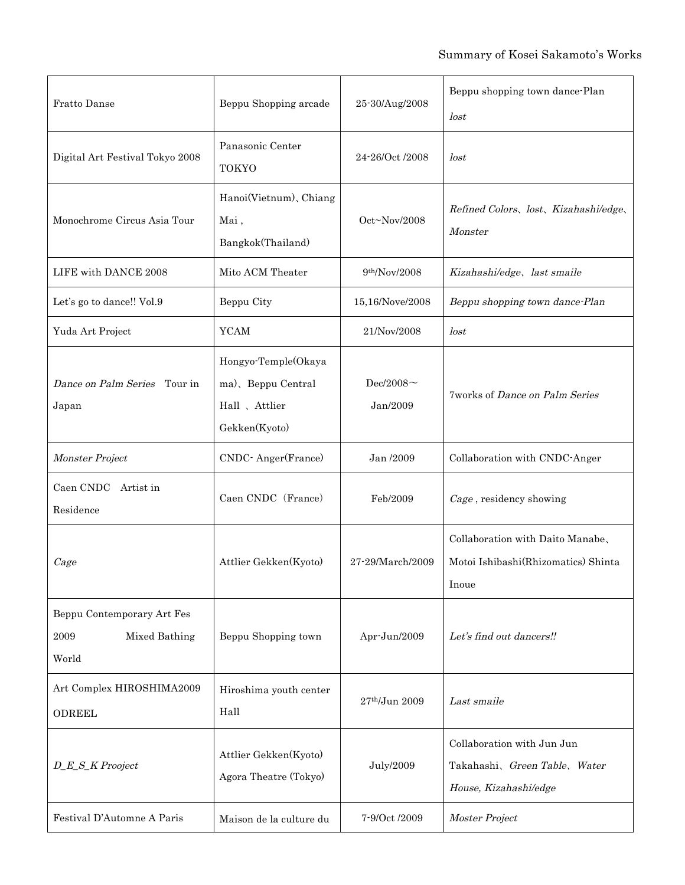| Fratto Danse | Beppu Shopping arcade | 25-30/Aug/2008 | Beppu shopping town dance-Plan *lost* |
|---|---|---|---|
| Digital Art Festival Tokyo 2008 | Panasonic Center TOKYO | 24-26/Oct /2008 | *lost* |
| Monochrome Circus Asia Tour | Hanoi(Vietnum)、Chiang Mai , Bangkok(Thailand) | Oct~Nov/2008 | *Refined Colors*、*lost*、*Kizahashi/edge*、*Monster* |
| LIFE with DANCE 2008 | Mito ACM Theater | 9th/Nov/2008 | *Kizahashi/edge*、*last smaile* |
| Let's go to dance!! Vol.9 | Beppu City | 15,16/Nove/2008 | *Beppu shopping town dance-Plan* |
| Yuda Art Project | YCAM | 21/Nov/2008 | *lost* |
| *Dance on Palm Series* Tour in Japan | Hongyo-Temple(Okayama)、Beppu Central Hall 、Attlier Gekken(Kyoto) | Dec/2008～Jan/2009 | 7works of *Dance on Palm Series* |
| *Monster Project* | CNDC- Anger(France) | Jan /2009 | Collaboration with CNDC-Anger |
| Caen CNDC Artist in Residence | Caen CNDC（France） | Feb/2009 | *Cage* , residency showing |
| *Cage* | Attlier Gekken(Kyoto) | 27-29/March/2009 | Collaboration with Daito Manabe、Motoi Ishibashi(Rhizomatics) Shinta Inoue |
| Beppu Contemporary Art Fes 2009 Mixed Bathing World | Beppu Shopping town | Apr-Jun/2009 | *Let's find out dancers!!* |
| Art Complex HIROSHIMA2009 ODREEL | Hiroshima youth center Hall | 27th/Jun 2009 | *Last smaile* |
| *D_E_S_K Prooject* | Attlier Gekken(Kyoto) Agora Theatre (Tokyo) | July/2009 | Collaboration with Jun Jun Takahashi、*Green Table*、*Water House, Kizahashi/edge* |
| Festival D'Automne A Paris | Maison de la culture du | 7-9/Oct /2009 | *Moster Project* |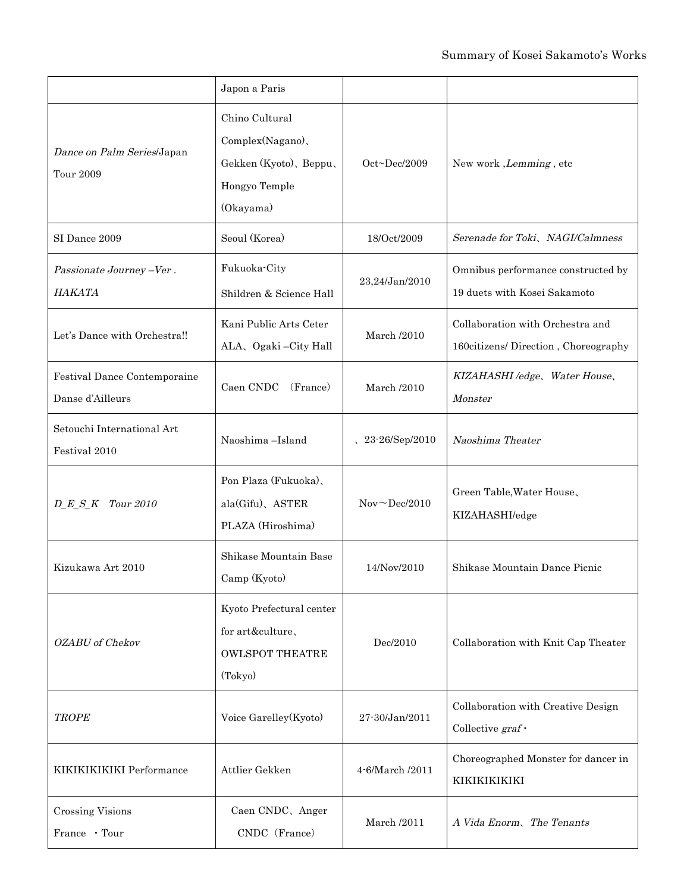| | Japon a Paris | | |
|---|---|---|---|
| *Dance on Palm Series*/Japan Tour 2009 | Chino Cultural Complex(Nagano)、Gekken (Kyoto)、Beppu、Hongyo Temple (Okayama) | Oct~Dec/2009 | New work ,*Lemming* , etc |
| SI Dance 2009 | Seoul (Korea) | 18/Oct/2009 | *Serenade for Toki*、*NAGI/Calmness* |
| *Passionate Journey –Ver . HAKATA* | Fukuoka-City Shildren & Science Hall | 23,24/Jan/2010 | Omnibus performance constructed by 19 duets with Kosei Sakamoto |
| Let's Dance with Orchestra!! | Kani Public Arts Ceter ALA、Ogaki –City Hall | March /2010 | Collaboration with Orchestra and 160citizens/ Direction , Choreography |
| Festival Dance Contemporaine Danse d'Ailleurs | Caen CNDC （France） | March /2010 | *KIZAHASHI /edge*、*Water House*、*Monster* |
| Setouchi International Art Festival 2010 | Naoshima –Island | 、23-26/Sep/2010 | *Naoshima Theater* |
| *D_E_S_K Tour 2010* | Pon Plaza (Fukuoka)、ala(Gifu)、ASTER PLAZA (Hiroshima) | Nov～Dec/2010 | Green Table,Water House、KIZAHASHI/edge |
| Kizukawa Art 2010 | Shikase Mountain Base Camp (Kyoto) | 14/Nov/2010 | Shikase Mountain Dance Picnic |
| *OZABU of Chekov* | Kyoto Prefectural center for art&culture、OWLSPOT THEATRE (Tokyo) | Dec/2010 | Collaboration with Knit Cap Theater |
| *TROPE* | Voice Garelley(Kyoto) | 27-30/Jan/2011 | Collaboration with Creative Design Collective *graf*・ |
| KIKIKIKIKIKI Performance | Attlier Gekken | 4-6/March /2011 | Choreographed Monster for dancer in KIKIKIKIKIKI |
| Crossing Visions France ・Tour | Caen CNDC、Anger CNDC（France） | March /2011 | *A Vida Enorm*、*The Tenants* |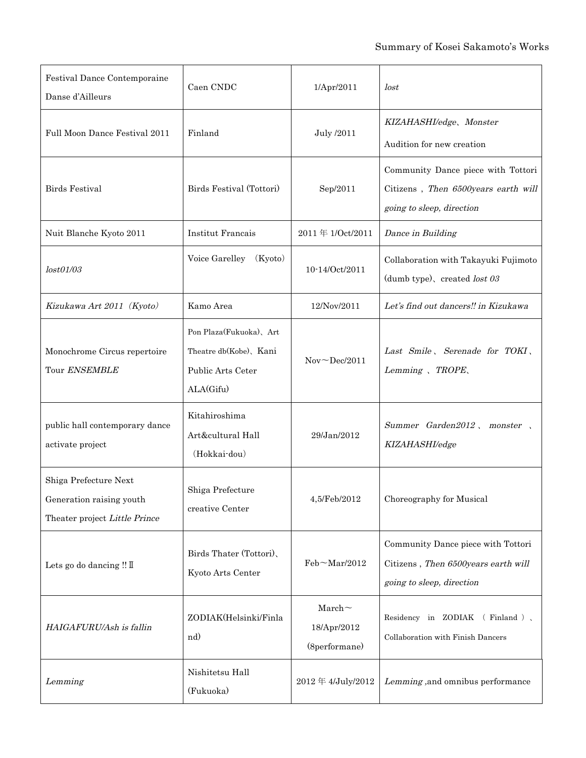| Festival Dance Contemporaine Danse d'Ailleurs | Caen CNDC | 1/Apr/2011 | *lost* |
|---|---|---|---|
| Full Moon Dance Festival 2011 | Finland | July /2011 | *KIZAHASHI/edge*、*Monster* Audition for new creation |
| Birds Festival | Birds Festival (Tottori) | Sep/2011 | Community Dance piece with Tottori Citizens , *Then 6500years earth will going to sleep, direction* |
| Nuit Blanche Kyoto 2011 | Institut Francais | 2011 年 1/Oct/2011 | *Dance in Building* |
| *lost01/03* | Voice Garelley （Kyoto） | 10-14/Oct/2011 | Collaboration with Takayuki Fujimoto (dumb type)、created *lost 03* |
| *Kizukawa Art 2011（Kyoto）* | Kamo Area | 12/Nov/2011 | *Let's find out dancers!! in Kizukawa* |
| Monochrome Circus repertoire Tour *ENSEMBLE* | Pon Plaza(Fukuoka)、Art Theatre db(Kobe)、Kani Public Arts Ceter ALA(Gifu) | Nov～Dec/2011 | *Last Smile*、*Serenade for TOKI*、*Lemming*、*TROPE*、 |
| public hall contemporary dance activate project | Kitahiroshima Art&cultural Hall （Hokkai-dou） | 29/Jan/2012 | *Summer Garden2012*、*monster*、*KIZAHASHI/edge* |
| Shiga Prefecture Next Generation raising youth Theater project *Little Prince* | Shiga Prefecture creative Center | 4,5/Feb/2012 | Choreography for Musical |
| Lets go do dancing !! Ⅱ | Birds Thater (Tottori)、Kyoto Arts Center | Feb～Mar/2012 | Community Dance piece with Tottori Citizens , *Then 6500years earth will going to sleep, direction* |
| *HAIGAFURU/Ash is fallin* | ZODIAK(Helsinki/Finland) | March～18/Apr/2012 (8performane) | Residency in ZODIAK （Finland）、Collaboration with Finish Dancers |
| *Lemming* | Nishitetsu Hall (Fukuoka) | 2012 年 4/July/2012 | *Lemming* ,and omnibus performance |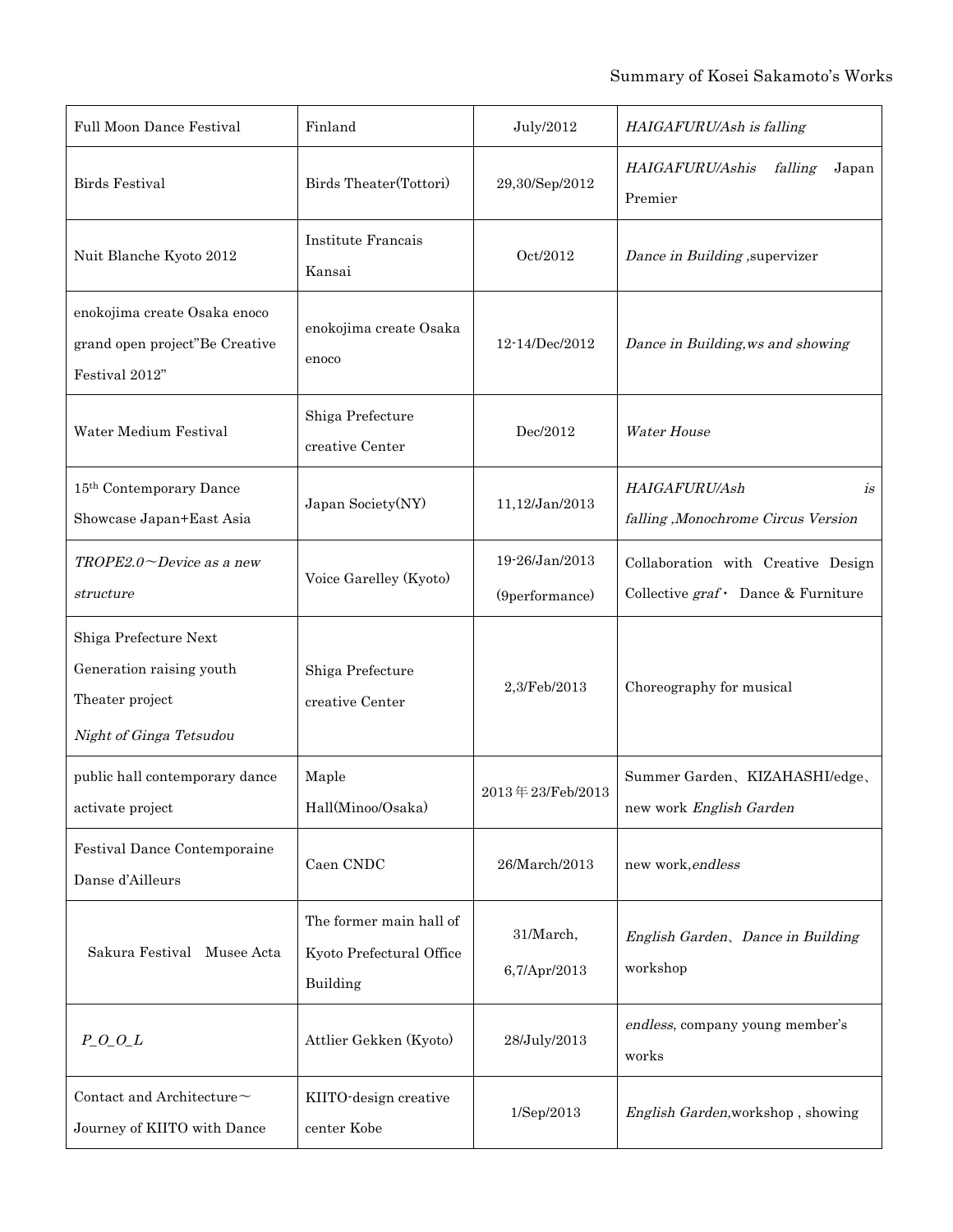Summary of Kosei Sakamoto's Works

| | | | |
|---|---|---|---|
| Full Moon Dance Festival | Finland | July/2012 | *HAIGAFURU/Ash is falling* |
| Birds Festival | Birds Theater(Tottori) | 29,30/Sep/2012 | *HAIGAFURU/Ashis falling* Japan Premier |
| Nuit Blanche Kyoto 2012 | Institute Francais Kansai | Oct/2012 | *Dance in Building* ,supervizer |
| enokojima create Osaka enoco grand open project"Be Creative Festival 2012" | enokojima create Osaka enoco | 12-14/Dec/2012 | *Dance in Building,ws and showing* |
| Water Medium Festival | Shiga Prefecture creative Center | Dec/2012 | *Water House* |
| 15th Contemporary Dance Showcase Japan+East Asia | Japan Society(NY) | 11,12/Jan/2013 | *HAIGAFURU/Ash is falling ,Monochrome Circus Version* |
| *TROPE2.0～Device as a new structure* | Voice Garelley (Kyoto) | 19-26/Jan/2013 (9performance) | Collaboration with Creative Design Collective *graf*・ Dance & Furniture |
| Shiga Prefecture Next Generation raising youth Theater project *Night of Ginga Tetsudou* | Shiga Prefecture creative Center | 2,3/Feb/2013 | Choreography for musical |
| public hall contemporary dance activate project | Maple Hall(Minoo/Osaka) | 2013年23/Feb/2013 | Summer Garden、KIZAHASHI/edge、new work *English Garden* |
| Festival Dance Contemporaine Danse d'Ailleurs | Caen CNDC | 26/March/2013 | new work,*endless* |
| Sakura Festival　Musee Acta | The former main hall of Kyoto Prefectural Office Building | 31/March, 6,7/Apr/2013 | *English Garden*、*Dance in Building* workshop |
| *P_O_O_L* | Attlier Gekken (Kyoto) | 28/July/2013 | *endless*, company young member's works |
| Contact and Architecture～Journey of KIITO with Dance | KIITO-design creative center Kobe | 1/Sep/2013 | *English Garden,*workshop , showing |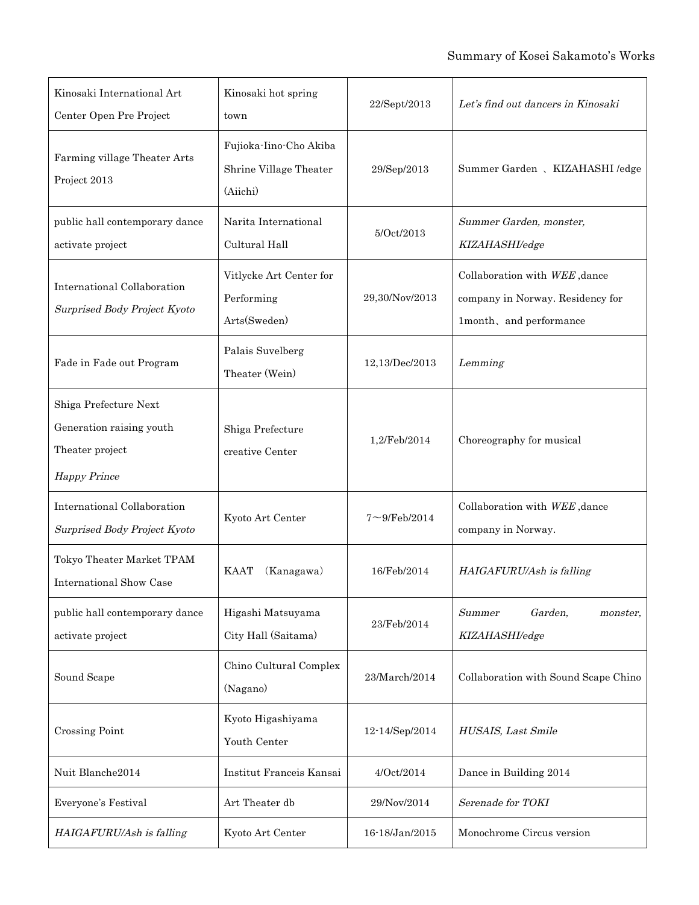| Kinosaki International Art Center Open Pre Project | Kinosaki hot spring town | 22/Sept/2013 | *Let's find out dancers in Kinosaki* |
|---|---|---|---|
| Farming village Theater Arts Project 2013 | Fujioka-Iino-Cho Akiba Shrine Village Theater (Aichi) | 29/Sep/2013 | Summer Garden 、KIZAHASHI /edge |
| public hall contemporary dance activate project | Narita International Cultural Hall | 5/Oct/2013 | *Summer Garden, monster, KIZAHASHI/edge* |
| International Collaboration *Surprised Body Project Kyoto* | Vitlycke Art Center for Performing Arts(Sweden) | 29,30/Nov/2013 | Collaboration with *WEE* ,dance company in Norway. Residency for 1month、and performance |
| Fade in Fade out Program | Palais Suvelberg Theater (Wein) | 12,13/Dec/2013 | *Lemming* |
| Shiga Prefecture Next Generation raising youth Theater project *Happy Prince* | Shiga Prefecture creative Center | 1,2/Feb/2014 | Choreography for musical |
| International Collaboration *Surprised Body Project Kyoto* | Kyoto Art Center | 7～9/Feb/2014 | Collaboration with *WEE* ,dance company in Norway. |
| Tokyo Theater Market TPAM International Show Case | KAAT　(Kanagawa) | 16/Feb/2014 | *HAIGAFURU/Ash is falling* |
| public hall contemporary dance activate project | Higashi Matsuyama City Hall (Saitama) | 23/Feb/2014 | *Summer Garden, monster, KIZAHASHI/edge* |
| Sound Scape | Chino Cultural Complex (Nagano) | 23/March/2014 | Collaboration with Sound Scape Chino |
| Crossing Point | Kyoto Higashiyama Youth Center | 12-14/Sep/2014 | *HUSAIS, Last Smile* |
| Nuit Blanche2014 | Institut Franceis Kansai | 4/Oct/2014 | Dance in Building 2014 |
| Everyone's Festival | Art Theater db | 29/Nov/2014 | *Serenade for TOKI* |
| *HAIGAFURU/Ash is falling* | Kyoto Art Center | 16-18/Jan/2015 | Monochrome Circus version |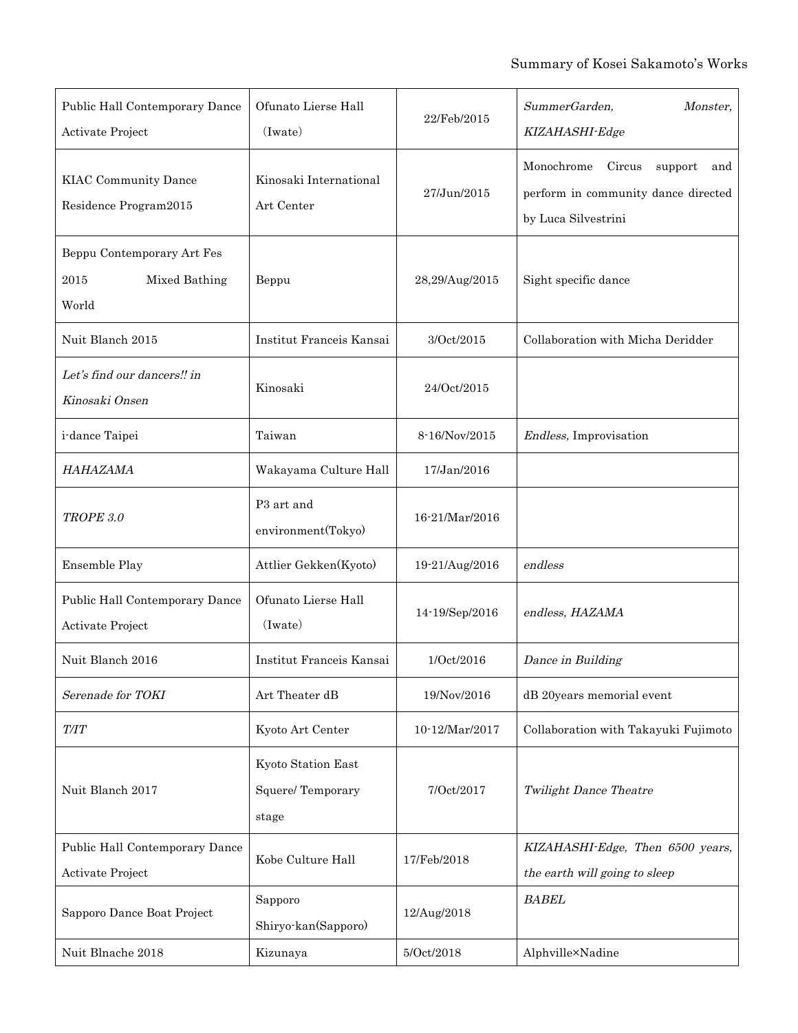| Public Hall Contemporary Dance Activate Project | Ofunato Lierse Hall（Iwate） | 22/Feb/2015 | *SummerGarden, Monster, KIZAHASHI-Edge* |
|---|---|---|---|
| KIAC Community Dance Residence Program2015 | Kinosaki International Art Center | 27/Jun/2015 | Monochrome Circus support and perform in community dance directed by Luca Silvestrini |
| Beppu Contemporary Art Fes 2015 Mixed Bathing World | Beppu | 28,29/Aug/2015 | Sight specific dance |
| Nuit Blanch 2015 | Institut Franceis Kansai | 3/Oct/2015 | Collaboration with Micha Deridder |
| *Let's find our dancers!! in Kinosaki Onsen* | Kinosaki | 24/Oct/2015 | |
| i-dance Taipei | Taiwan | 8-16/Nov/2015 | *Endless,* Improvisation |
| *HAHAZAMA* | Wakayama Culture Hall | 17/Jan/2016 | |
| *TROPE 3.0* | P3 art and environment(Tokyo) | 16-21/Mar/2016 | |
| Ensemble Play | Attlier Gekken(Kyoto) | 19-21/Aug/2016 | *endless* |
| Public Hall Contemporary Dance Activate Project | Ofunato Lierse Hall（Iwate） | 14-19/Sep/2016 | *endless, HAZAMA* |
| Nuit Blanch 2016 | Institut Franceis Kansai | 1/Oct/2016 | *Dance in Building* |
| *Serenade for TOKI* | Art Theater dB | 19/Nov/2016 | dB 20years memorial event |
| *T/IT* | Kyoto Art Center | 10-12/Mar/2017 | Collaboration with Takayuki Fujimoto |
| Nuit Blanch 2017 | Kyoto Station East Squere/ Temporary stage | 7/Oct/2017 | *Twilight Dance Theatre* |
| Public Hall Contemporary Dance Activate Project | Kobe Culture Hall | 17/Feb/2018 | *KIZAHASHI-Edge, Then 6500 years, the earth will going to sleep* |
| Sapporo Dance Boat Project | Sapporo Shiryo-kan(Sapporo) | 12/Aug/2018 | *BABEL* |
| Nuit Blnache 2018 | Kizunaya | 5/Oct/2018 | Alphville×Nadine |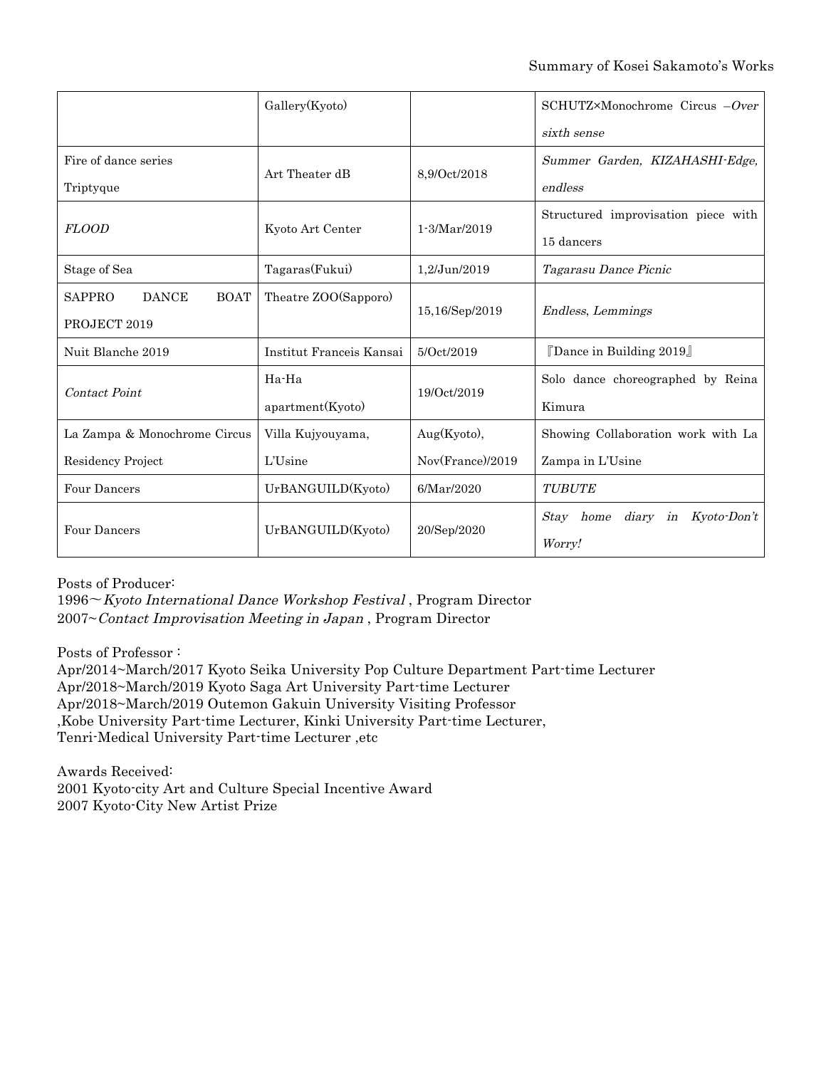| | | | |
|---|---|---|---|
| | Gallery(Kyoto) | | SCHUTZ×Monochrome Circus –*Over sixth sense* |
| Fire of dance series Triptyque | Art Theater dB | 8,9/Oct/2018 | *Summer Garden, KIZAHASHI-Edge, endless* |
| *FLOOD* | Kyoto Art Center | 1-3/Mar/2019 | Structured improvisation piece with 15 dancers |
| Stage of Sea | Tagaras(Fukui) | 1,2/Jun/2019 | *Tagarasu Dance Picnic* |
| SAPPRO DANCE BOAT PROJECT 2019 | Theatre ZOO(Sapporo) | 15,16/Sep/2019 | *Endless*, *Lemmings* |
| Nuit Blanche 2019 | Institut Franceis Kansai | 5/Oct/2019 | 『Dance in Building 2019』 |
| *Contact Point* | Ha-Ha apartment(Kyoto) | 19/Oct/2019 | Solo dance choreographed by Reina Kimura |
| La Zampa & Monochrome Circus Residency Project | Villa Kujyouyama, L'Usine | Aug(Kyoto), Nov(France)/2019 | Showing Collaboration work with La Zampa in L'Usine |
| Four Dancers | UrBANGUILD(Kyoto) | 6/Mar/2020 | *TUBUTE* |
| Four Dancers | UrBANGUILD(Kyoto) | 20/Sep/2020 | *Stay home diary in Kyoto-Don't Worry!* |

Posts of Producer:
1996～*Kyoto International Dance Workshop Festival* , Program Director
2007~*Contact Improvisation Meeting in Japan* , Program Director

Posts of Professor :
Apr/2014~March/2017 Kyoto Seika University Pop Culture Department Part-time Lecturer
Apr/2018~March/2019 Kyoto Saga Art University Part-time Lecturer
Apr/2018~March/2019 Outemon Gakuin University Visiting Professor
,Kobe University Part-time Lecturer, Kinki University Part-time Lecturer,
Tenri-Medical University Part-time Lecturer ,etc

Awards Received:
2001 Kyoto-city Art and Culture Special Incentive Award
2007 Kyoto-City New Artist Prize